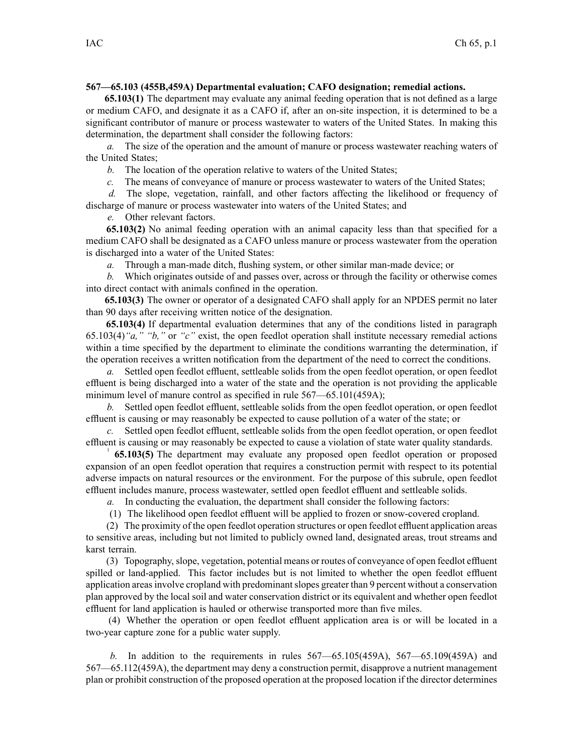**567—65.103 (455B,459A) Departmental evaluation; CAFO designation; remedial actions.**

**65.103(1)** The department may evaluate any animal feeding operation that is not defined as a large or medium CAFO, and designate it as a CAFO if, after an on-site inspection, it is determined to be a significant contributor of manure or process wastewater to waters of the United States. In making this determination, the department shall consider the following factors:

*a.* The size of the operation and the amount of manure or process wastewater reaching waters of the United States;

*b.* The location of the operation relative to waters of the United States;

*c.* The means of conveyance of manure or process wastewater to waters of the United States;

*d.* The slope, vegetation, rainfall, and other factors affecting the likelihood or frequency of discharge of manure or process wastewater into waters of the United States; and

*e.* Other relevant factors.

**65.103(2)** No animal feeding operation with an animal capacity less than that specified for a medium CAFO shall be designated as a CAFO unless manure or process wastewater from the operation is discharged into a water of the United States:

*a.* Through a man-made ditch, flushing system, or other similar man-made device; or

*b.* Which originates outside of and passes over, across or through the facility or otherwise comes into direct contact with animals confined in the operation.

**65.103(3)** The owner or operator of a designated CAFO shall apply for an NPDES permit no later than 90 days after receiving written notice of the designation.

**65.103(4)** If departmental evaluation determines that any of the conditions listed in paragraph 65.103(4)*"a," "b,"* or *"c"* exist, the open feedlot operation shall institute necessary remedial actions within a time specified by the department to eliminate the conditions warranting the determination, if the operation receives a written notification from the department of the need to correct the conditions.

*a.* Settled open feedlot effluent, settleable solids from the open feedlot operation, or open feedlot effluent is being discharged into a water of the state and the operation is not providing the applicable minimum level of manure control as specified in rule 567—65.101(459A);

*b.* Settled open feedlot effluent, settleable solids from the open feedlot operation, or open feedlot effluent is causing or may reasonably be expected to cause pollution of a water of the state; or

*c.* Settled open feedlot effluent, settleable solids from the open feedlot operation, or open feedlot effluent is causing or may reasonably be expected to cause a violation of state water quality standards.

[1] **65.103(5)** The department may evaluate any proposed open feedlot operation or proposed expansion of an open feedlot operation that requires a construction permit with respect to its potential adverse impacts on natural resources or the environment. For the purpose of this subrule, open feedlot effluent includes manure, process wastewater, settled open feedlot effluent and settleable solids.

*a.* In conducting the evaluation, the department shall consider the following factors:

(1) The likelihood open feedlot effluent will be applied to frozen or snow-covered cropland.

(2) The proximity of the open feedlot operation structures or open feedlot effluent application areas to sensitive areas, including but not limited to publicly owned land, designated areas, trout streams and karst terrain.

(3) Topography, slope, vegetation, potential means or routes of conveyance of open feedlot effluent spilled or land-applied. This factor includes but is not limited to whether the open feedlot effluent application areas involve cropland with predominant slopes greater than 9 percent without a conservation plan approved by the local soil and water conservation district or its equivalent and whether open feedlot effluent for land application is hauled or otherwise transported more than five miles.

(4) Whether the operation or open feedlot effluent application area is or will be located in a two-year capture zone for a public water supply.

*b.* In addition to the requirements in rules 567—65.105(459A), 567—65.109(459A) and 567—65.112(459A), the department may deny a construction permit, disapprove a nutrient management plan or prohibit construction of the proposed operation at the proposed location if the director determines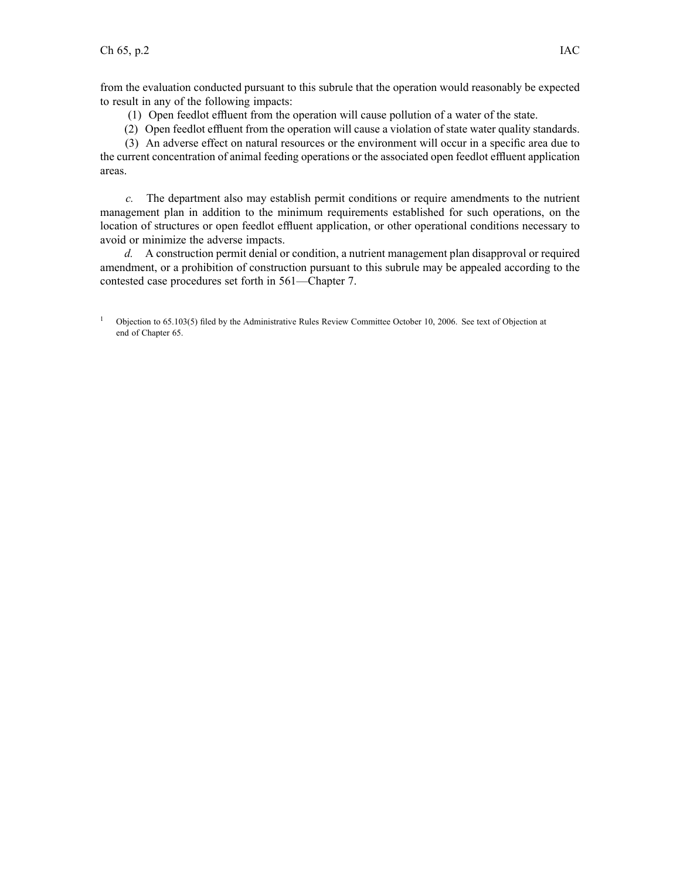from the evaluation conducted pursuant to this subrule that the operation would reasonably be expected to result in any of the following impacts:

(1) Open feedlot effluent from the operation will cause pollution of a water of the state.

(2) Open feedlot effluent from the operation will cause a violation of state water quality standards.

(3) An adverse effect on natural resources or the environment will occur in a specific area due to the current concentration of animal feeding operations or the associated open feedlot effluent application areas.

*c.* The department also may establish permit conditions or require amendments to the nutrient management plan in addition to the minimum requirements established for such operations, on the location of structures or open feedlot effluent application, or other operational conditions necessary to avoid or minimize the adverse impacts.

*d.* A construction permit denial or condition, a nutrient management plan disapproval or required amendment, or a prohibition of construction pursuant to this subrule may be appealed according to the contested case procedures set forth in 561—Chapter 7.

[1] Objection to 65.103(5) filed by the Administrative Rules Review Committee October 10, 2006. See text of Objection at end of Chapter 65.